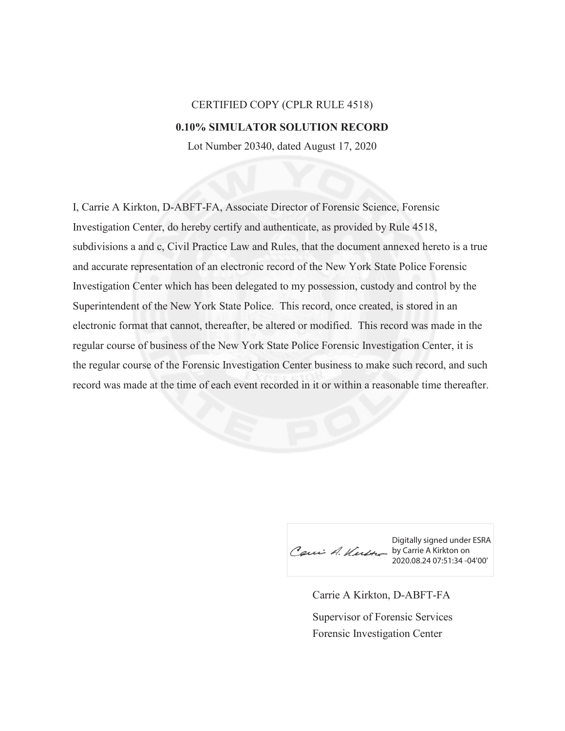CERTIFIED COPY (CPLR RULE 4518)

**0.10% SIMULATOR SOLUTION RECORD**

Lot Number 20340, dated August 17, 2020

I, Carrie A Kirkton, D-ABFT-FA, Associate Director of Forensic Science, Forensic Investigation Center, do hereby certify and authenticate, as provided by Rule 4518, subdivisions a and c, Civil Practice Law and Rules, that the document annexed hereto is a true and accurate representation of an electronic record of the New York State Police Forensic Investigation Center which has been delegated to my possession, custody and control by the Superintendent of the New York State Police. This record, once created, is stored in an electronic format that cannot, thereafter, be altered or modified. This record was made in the regular course of business of the New York State Police Forensic Investigation Center, it is the regular course of the Forensic Investigation Center business to make such record, and such record was made at the time of each event recorded in it or within a reasonable time thereafter.

Digitally signed under ESRA by Carrie A Kirkton on 2020.08.24 07:51:34 -04'00'

Carrie A Kirkton, D-ABFT-FA

Supervisor of Forensic Services

Forensic Investigation Center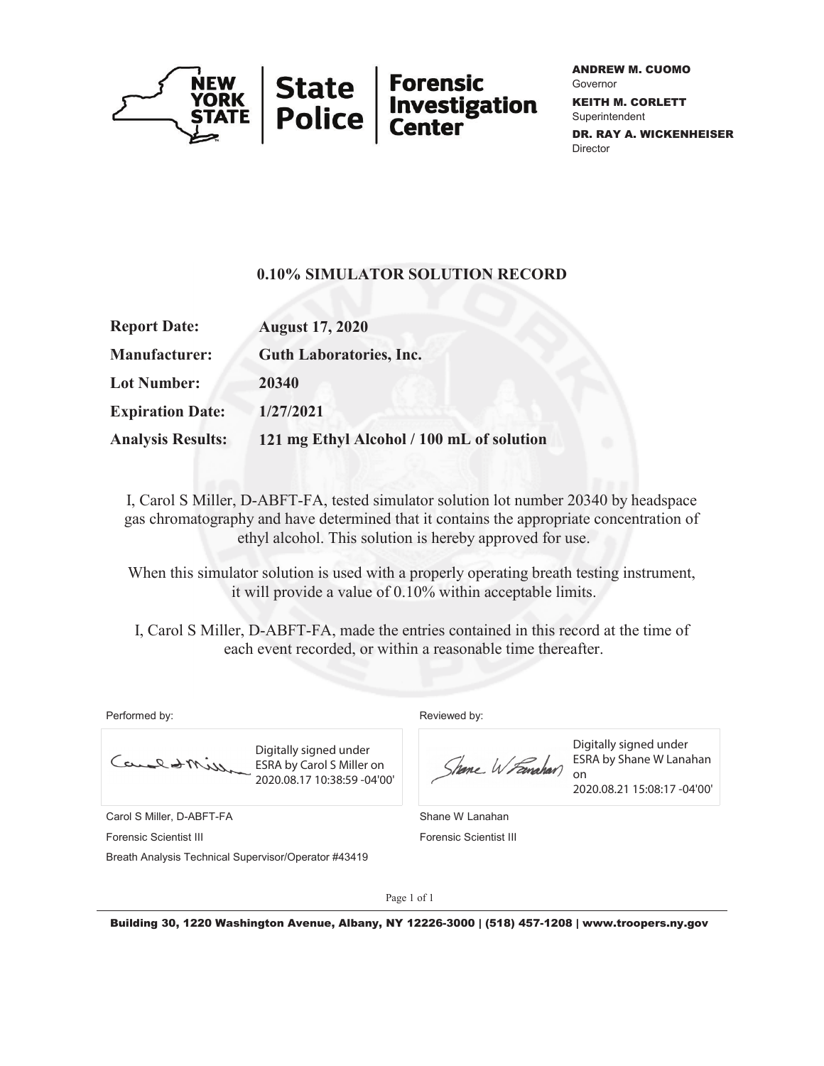NEW YORK STATE | State Police | Forensic Investigation Center

**ANDREW M. CUOMO**
Governor

**KEITH M. CORLETT**
Superintendent

**DR. RAY A. WICKENHEISER**
Director

## 0.10% SIMULATOR SOLUTION RECORD

| | |
|---|---|
| **Report Date:** | **August 17, 2020** |
| **Manufacturer:** | **Guth Laboratories, Inc.** |
| **Lot Number:** | **20340** |
| **Expiration Date:** | **1/27/2021** |
| **Analysis Results:** | **121 mg Ethyl Alcohol / 100 mL of solution** |

I, Carol S Miller, D-ABFT-FA, tested simulator solution lot number 20340 by headspace gas chromatography and have determined that it contains the appropriate concentration of ethyl alcohol. This solution is hereby approved for use.

When this simulator solution is used with a properly operating breath testing instrument, it will provide a value of 0.10% within acceptable limits.

I, Carol S Miller, D-ABFT-FA, made the entries contained in this record at the time of each event recorded, or within a reasonable time thereafter.

Performed by:

Digitally signed under ESRA by Carol S Miller on 2020.08.17 10:38:59 -04'00'

Carol S Miller, D-ABFT-FA
Forensic Scientist III
Breath Analysis Technical Supervisor/Operator #43419

Reviewed by:

Digitally signed under ESRA by Shane W Lanahan on 2020.08.21 15:08:17 -04'00'

Shane W Lanahan
Forensic Scientist III

**Building 30, 1220 Washington Avenue, Albany, NY 12226-3000 | (518) 457-1208 | www.troopers.ny.gov**